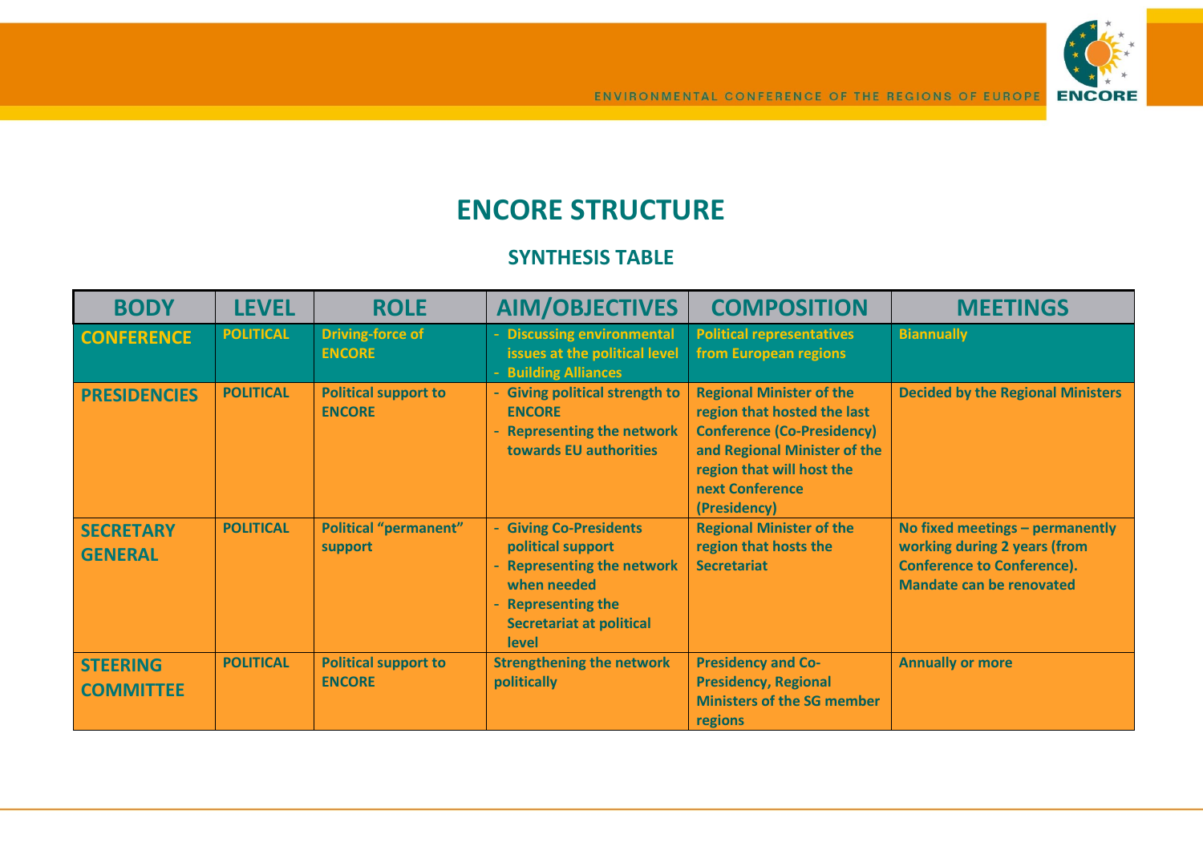# ENCORE STRUCTURE

## SYNTHESIS TABLE

| BODY | LEVEL | ROLE | AIM/OBJECTIVES | COMPOSITION | MEETINGS |
|---|---|---|---|---|---|
| **CONFERENCE** | POLITICAL | Driving-force of ENCORE | - Discussing environmental issues at the political level<br>- Building Alliances | Political representatives from European regions | Biannually |
| **PRESIDENCIES** | POLITICAL | Political support to ENCORE | - Giving political strength to ENCORE<br>- Representing the network towards EU authorities | Regional Minister of the region that hosted the last Conference (Co-Presidency) and Regional Minister of the region that will host the next Conference (Presidency) | Decided by the Regional Ministers |
| **SECRETARY GENERAL** | POLITICAL | Political "permanent" support | - Giving Co-Presidents political support<br>- Representing the network when needed<br>- Representing the Secretariat at political level | Regional Minister of the region that hosts the Secretariat | No fixed meetings – permanently working during 2 years (from Conference to Conference). Mandate can be renovated |
| **STEERING COMMITTEE** | POLITICAL | Political support to ENCORE | Strengthening the network politically | Presidency and Co-Presidency, Regional Ministers of the SG member regions | Annually or more |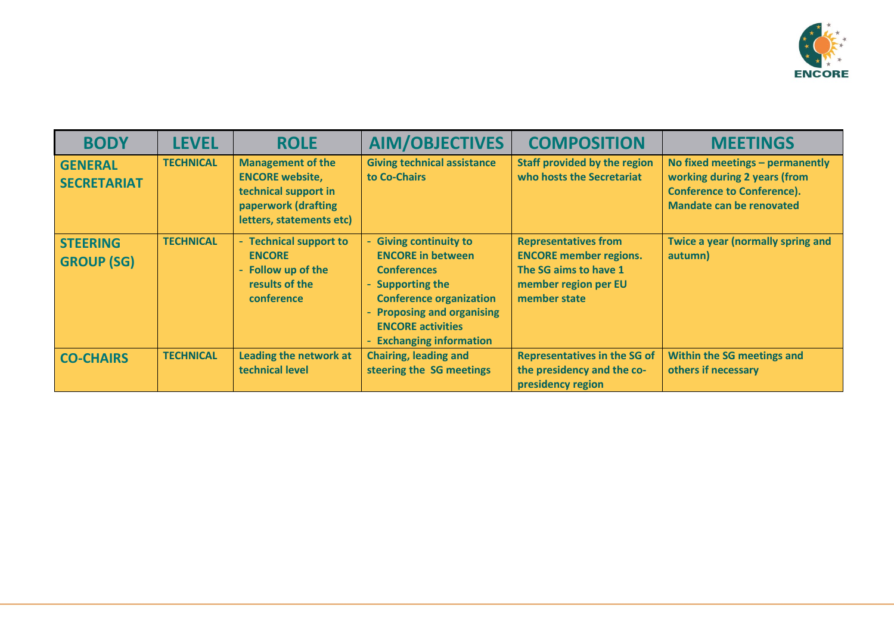| BODY | LEVEL | ROLE | AIM/OBJECTIVES | COMPOSITION | MEETINGS |
|---|---|---|---|---|---|
| **GENERAL SECRETARIAT** | **TECHNICAL** | **Management of the ENCORE website, technical support in paperwork (drafting letters, statements etc)** | **Giving technical assistance to Co-Chairs** | **Staff provided by the region who hosts the Secretariat** | **No fixed meetings – permanently working during 2 years (from Conference to Conference). Mandate can be renovated** |
| **STEERING GROUP (SG)** | **TECHNICAL** | **- Technical support to ENCORE<br>- Follow up of the results of the conference** | **- Giving continuity to ENCORE in between Conferences<br>- Supporting the Conference organization<br>- Proposing and organising ENCORE activities<br>- Exchanging information** | **Representatives from ENCORE member regions. The SG aims to have 1 member region per EU member state** | **Twice a year (normally spring and autumn)** |
| **CO-CHAIRS** | **TECHNICAL** | **Leading the network at technical level** | **Chairing, leading and steering the SG meetings** | **Representatives in the SG of the presidency and the co-presidency region** | **Within the SG meetings and others if necessary** |